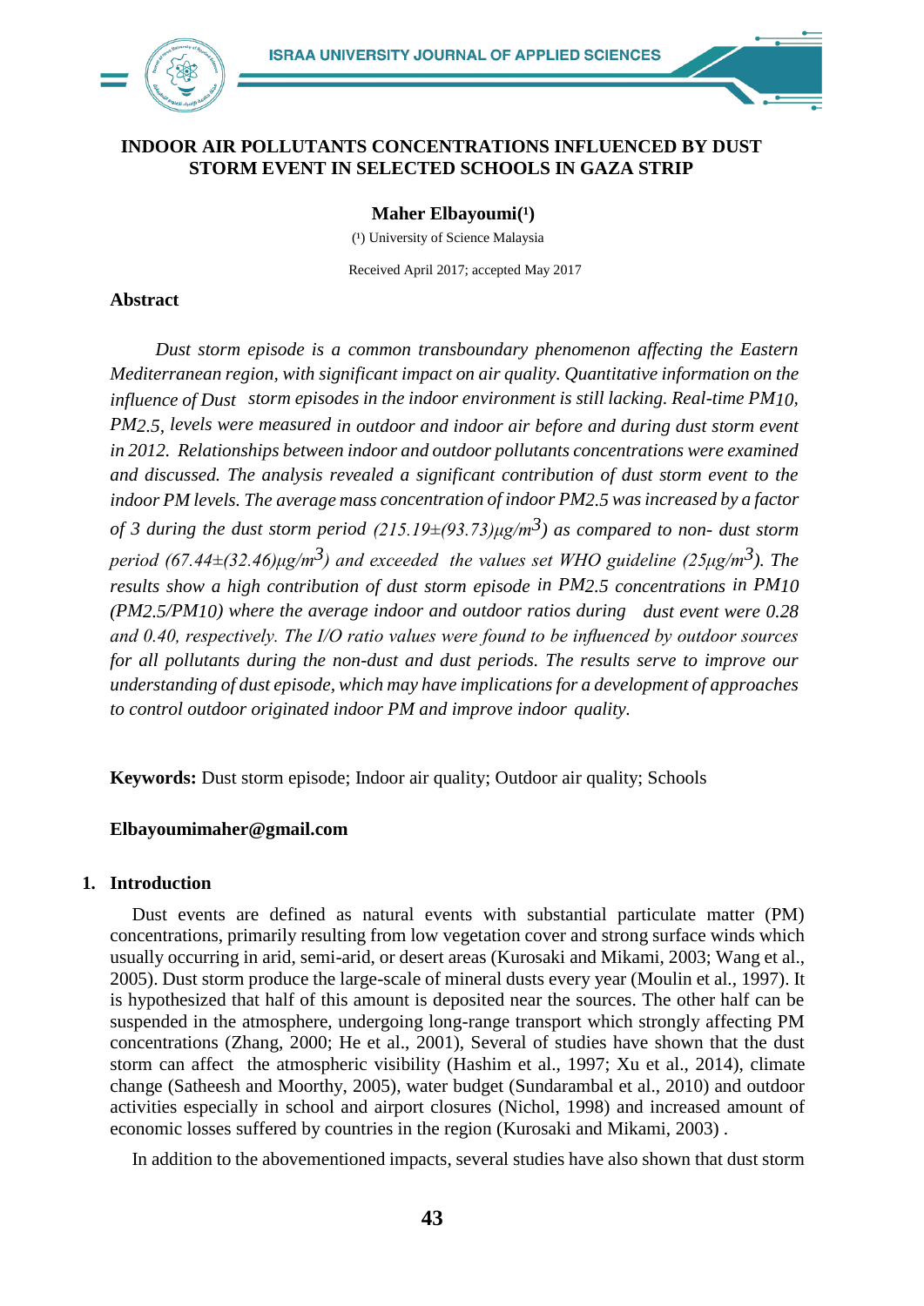# INDOOR AIR POLLUTANTS CONCENTRATIONS INFLUENCED BY DUST STORM EVENT IN SELECTED SCHOOLS IN GAZA STRIP

**Maher Elbayoumi(1)**

(1) University of Science Malaysia

Received April 2017; accepted May 2017

## Abstract

*Dust storm episode is a common transboundary phenomenon affecting the Eastern Mediterranean region, with significant impact on air quality. Quantitative information on the influence of Dust storm episodes in the indoor environment is still lacking. Real-time $PM_{10}$, $PM_{2.5}$, levels were measured in outdoor and indoor air before and during dust storm event in 2012. Relationships between indoor and outdoor pollutants concentrations were examined and discussed. The analysis revealed a significant contribution of dust storm event to the indoor PM levels. The average mass concentration of indoor $PM_{2.5}$ was increased by a factor of 3 during the dust storm period (215.19±(93.73)μg/$m^3$) as compared to non- dust storm period (67.44±(32.46)μg/$m^3$) and exceeded the values set WHO guideline (25μg/$m^3$). The results show a high contribution of dust storm episode in $PM_{2.5}$ concentrations in $PM_{10}$ ($PM_{2.5}$/$PM_{10}$) where the average indoor and outdoor ratios during dust event were 0.28 and 0.40, respectively. The I/O ratio values were found to be influenced by outdoor sources for all pollutants during the non-dust and dust periods. The results serve to improve our understanding of dust episode, which may have implications for a development of approaches to control outdoor originated indoor PM and improve indoor quality.*

**Keywords:** Dust storm episode; Indoor air quality; Outdoor air quality; Schools

**Elbayoumimaher@gmail.com**

## 1. Introduction

Dust events are defined as natural events with substantial particulate matter (PM) concentrations, primarily resulting from low vegetation cover and strong surface winds which usually occurring in arid, semi-arid, or desert areas (Kurosaki and Mikami, 2003; Wang et al., 2005). Dust storm produce the large-scale of mineral dusts every year (Moulin et al., 1997). It is hypothesized that half of this amount is deposited near the sources. The other half can be suspended in the atmosphere, undergoing long-range transport which strongly affecting PM concentrations (Zhang, 2000; He et al., 2001), Several of studies have shown that the dust storm can affect the atmospheric visibility (Hashim et al., 1997; Xu et al., 2014), climate change (Satheesh and Moorthy, 2005), water budget (Sundarambal et al., 2010) and outdoor activities especially in school and airport closures (Nichol, 1998) and increased amount of economic losses suffered by countries in the region (Kurosaki and Mikami, 2003) .

In addition to the abovementioned impacts, several studies have also shown that dust storm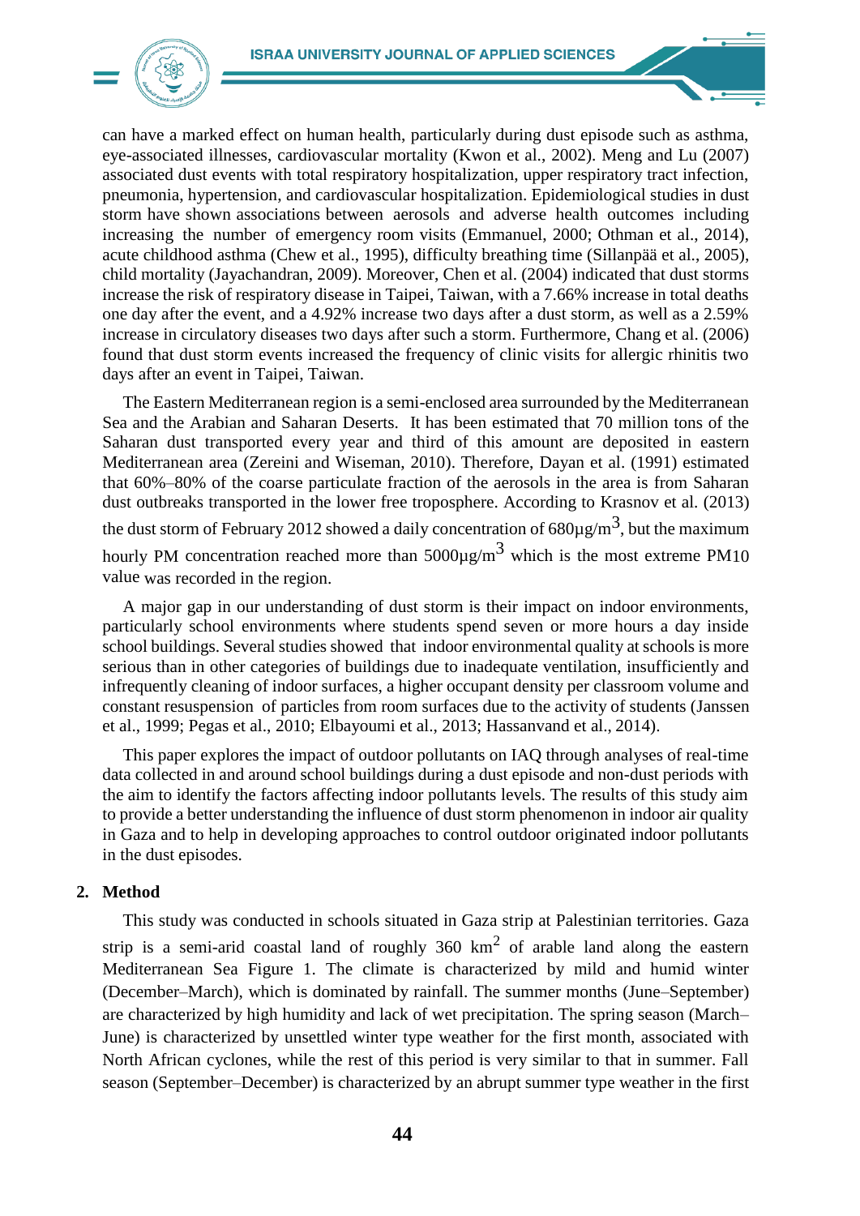can have a marked effect on human health, particularly during dust episode such as asthma, eye-associated illnesses, cardiovascular mortality (Kwon et al., 2002). Meng and Lu (2007) associated dust events with total respiratory hospitalization, upper respiratory tract infection, pneumonia, hypertension, and cardiovascular hospitalization. Epidemiological studies in dust storm have shown associations between aerosols and adverse health outcomes including increasing the number of emergency room visits (Emmanuel, 2000; Othman et al., 2014), acute childhood asthma (Chew et al., 1995), difficulty breathing time (Sillanpää et al., 2005), child mortality (Jayachandran, 2009). Moreover, Chen et al. (2004) indicated that dust storms increase the risk of respiratory disease in Taipei, Taiwan, with a 7.66% increase in total deaths one day after the event, and a 4.92% increase two days after a dust storm, as well as a 2.59% increase in circulatory diseases two days after such a storm. Furthermore, Chang et al. (2006) found that dust storm events increased the frequency of clinic visits for allergic rhinitis two days after an event in Taipei, Taiwan.

The Eastern Mediterranean region is a semi-enclosed area surrounded by the Mediterranean Sea and the Arabian and Saharan Deserts. It has been estimated that 70 million tons of the Saharan dust transported every year and third of this amount are deposited in eastern Mediterranean area (Zereini and Wiseman, 2010). Therefore, Dayan et al. (1991) estimated that 60%–80% of the coarse particulate fraction of the aerosols in the area is from Saharan dust outbreaks transported in the lower free troposphere. According to Krasnov et al. (2013) the dust storm of February 2012 showed a daily concentration of 680µg/m$^3$, but the maximum hourly PM concentration reached more than 5000µg/m$^3$ which is the most extreme PM10 value was recorded in the region.

A major gap in our understanding of dust storm is their impact on indoor environments, particularly school environments where students spend seven or more hours a day inside school buildings. Several studies showed that indoor environmental quality at schools is more serious than in other categories of buildings due to inadequate ventilation, insufficiently and infrequently cleaning of indoor surfaces, a higher occupant density per classroom volume and constant resuspension of particles from room surfaces due to the activity of students (Janssen et al., 1999; Pegas et al., 2010; Elbayoumi et al., 2013; Hassanvand et al., 2014).

This paper explores the impact of outdoor pollutants on IAQ through analyses of real-time data collected in and around school buildings during a dust episode and non-dust periods with the aim to identify the factors affecting indoor pollutants levels. The results of this study aim to provide a better understanding the influence of dust storm phenomenon in indoor air quality in Gaza and to help in developing approaches to control outdoor originated indoor pollutants in the dust episodes.

## 2. Method

This study was conducted in schools situated in Gaza strip at Palestinian territories. Gaza strip is a semi-arid coastal land of roughly 360 km$^2$ of arable land along the eastern Mediterranean Sea Figure 1. The climate is characterized by mild and humid winter (December–March), which is dominated by rainfall. The summer months (June–September) are characterized by high humidity and lack of wet precipitation. The spring season (March–June) is characterized by unsettled winter type weather for the first month, associated with North African cyclones, while the rest of this period is very similar to that in summer. Fall season (September–December) is characterized by an abrupt summer type weather in the first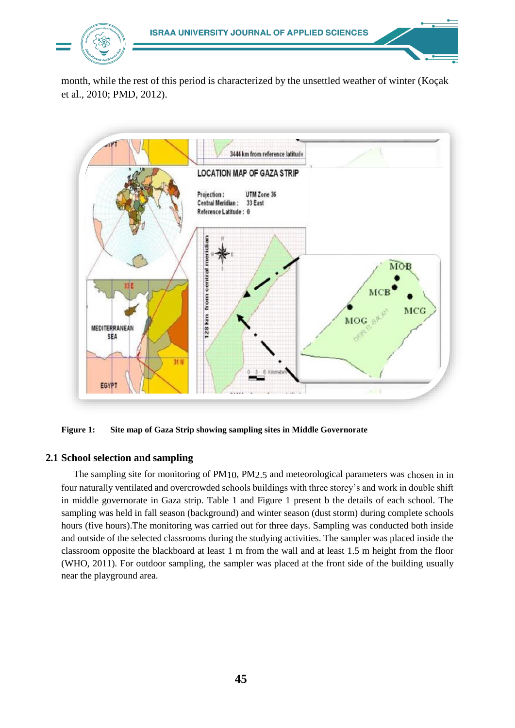month, while the rest of this period is characterized by the unsettled weather of winter (Koçak et al., 2010; PMD, 2012).

**Figure 1: Site map of Gaza Strip showing sampling sites in Middle Governorate**

## 2.1 School selection and sampling

The sampling site for monitoring of $PM_{10}$, $PM_{2.5}$ and meteorological parameters was chosen in in four naturally ventilated and overcrowded schools buildings with three storey's and work in double shift in middle governorate in Gaza strip. Table 1 and Figure 1 present b the details of each school. The sampling was held in fall season (background) and winter season (dust storm) during complete schools hours (five hours).The monitoring was carried out for three days. Sampling was conducted both inside and outside of the selected classrooms during the studying activities. The sampler was placed inside the classroom opposite the blackboard at least 1 m from the wall and at least 1.5 m height from the floor (WHO, 2011). For outdoor sampling, the sampler was placed at the front side of the building usually near the playground area.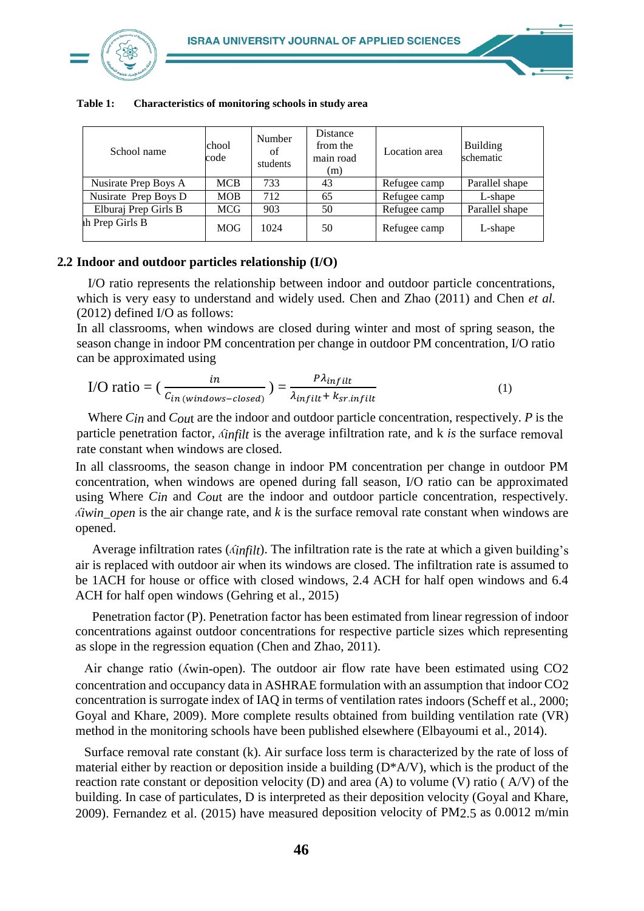**Table 1: Characteristics of monitoring schools in study area**

| School name | chool code | Number of students | Distance from the main road (m) | Location area | Building schematic |
|---|---|---|---|---|---|
| Nusirate Prep Boys A | MCB | 733 | 43 | Refugee camp | Parallel shape |
| Nusirate Prep Boys D | MOB | 712 | 65 | Refugee camp | L-shape |
| Elburaj Prep Girls B | MCG | 903 | 50 | Refugee camp | Parallel shape |
| h Prep Girls B | MOG | 1024 | 50 | Refugee camp | L-shape |

## 2.2 Indoor and outdoor particles relationship (I/O)

I/O ratio represents the relationship between indoor and outdoor particle concentrations, which is very easy to understand and widely used. Chen and Zhao (2011) and Chen *et al.* (2012) defined I/O as follows:

In all classrooms, when windows are closed during winter and most of spring season, the season change in indoor PM concentration per change in outdoor PM concentration, I/O ratio can be approximated using

$$\text{I/O ratio} = \left(\frac{in}{C_{in\,(windows-closed)}}\right) = \frac{P\lambda_{infilt}}{\lambda_{infilt} + k_{sr.infilt}} \quad (1)$$

Where $C_{in}$ and $C_{out}$ are the indoor and outdoor particle concentration, respectively. *P* is the particle penetration factor, $\lambda_{infilt}$ is the average infiltration rate, and k *is* the surface removal rate constant when windows are closed.

In all classrooms, the season change in indoor PM concentration per change in outdoor PM concentration, when windows are opened during fall season, I/O ratio can be approximated using Where $C_{in}$ and $C_{out}$ are the indoor and outdoor particle concentration, respectively. $\lambda_{win\_open}$ is the air change rate, and *k* is the surface removal rate constant when windows are opened.

Average infiltration rates ($\lambda_{infilt}$). The infiltration rate is the rate at which a given building's air is replaced with outdoor air when its windows are closed. The infiltration rate is assumed to be 1ACH for house or office with closed windows, 2.4 ACH for half open windows and 6.4 ACH for half open windows (Gehring et al., 2015)

Penetration factor (P). Penetration factor has been estimated from linear regression of indoor concentrations against outdoor concentrations for respective particle sizes which representing as slope in the regression equation (Chen and Zhao, 2011).

Air change ratio ($\lambda_{win\text{-}open}$). The outdoor air flow rate have been estimated using $CO_2$ concentration and occupancy data in ASHRAE formulation with an assumption that indoor $CO_2$ concentration is surrogate index of IAQ in terms of ventilation rates indoors (Scheff et al., 2000; Goyal and Khare, 2009). More complete results obtained from building ventilation rate (VR) method in the monitoring schools have been published elsewhere (Elbayoumi et al., 2014).

Surface removal rate constant (k). Air surface loss term is characterized by the rate of loss of material either by reaction or deposition inside a building (D*A/V), which is the product of the reaction rate constant or deposition velocity (D) and area (A) to volume (V) ratio ( A/V) of the building. In case of particulates, D is interpreted as their deposition velocity (Goyal and Khare, 2009). Fernandez et al. (2015) have measured deposition velocity of $PM_{2.5}$ as 0.0012 m/min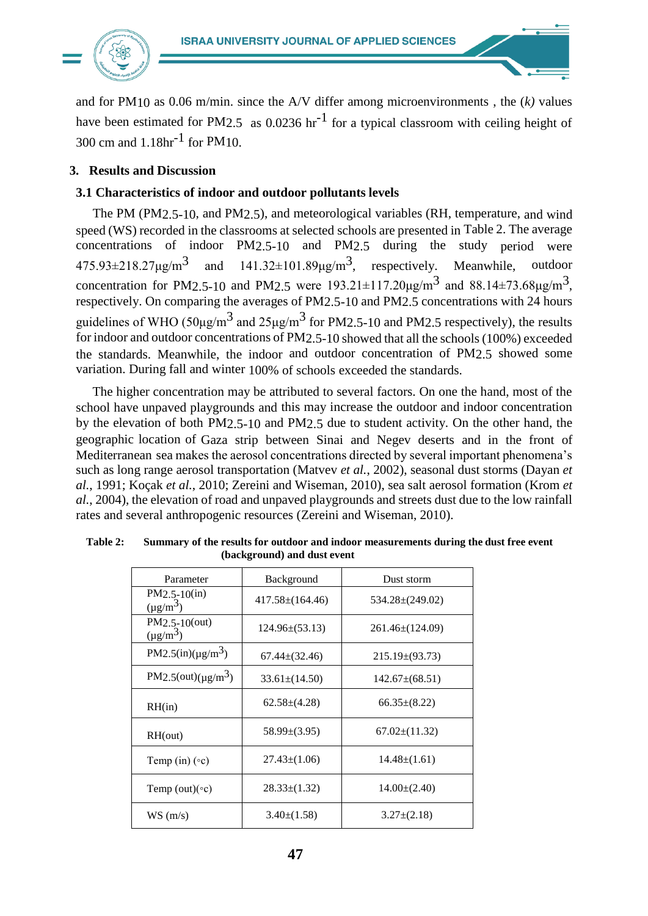and for $PM_{10}$ as 0.06 m/min. since the A/V differ among microenvironments , the (*k)* values have been estimated for $PM_{2.5}$ as 0.0236 $hr^{-1}$ for a typical classroom with ceiling height of 300 cm and 1.18$hr^{-1}$ for $PM_{10}$.

## 3. Results and Discussion

### 3.1 Characteristics of indoor and outdoor pollutants levels

The PM ($PM_{2.5-10}$, and $PM_{2.5}$), and meteorological variables (RH, temperature, and wind speed (WS) recorded in the classrooms at selected schools are presented in Table 2. The average concentrations of indoor $PM_{2.5-10}$ and $PM_{2.5}$ during the study period were 475.93±218.27μg/$m^3$ and 141.32±101.89μg/$m^3$, respectively. Meanwhile, outdoor concentration for $PM_{2.5-10}$ and $PM_{2.5}$ were 193.21±117.20μg/$m^3$ and 88.14±73.68μg/$m^3$, respectively. On comparing the averages of $PM_{2.5-10}$ and $PM_{2.5}$ concentrations with 24 hours guidelines of WHO (50μg/$m^3$ and 25μg/$m^3$ for $PM_{2.5-10}$ and $PM_{2.5}$ respectively), the results for indoor and outdoor concentrations of $PM_{2.5-10}$ showed that all the schools (100%) exceeded the standards. Meanwhile, the indoor and outdoor concentration of $PM_{2.5}$ showed some variation. During fall and winter 100% of schools exceeded the standards.

The higher concentration may be attributed to several factors. On one the hand, most of the school have unpaved playgrounds and this may increase the outdoor and indoor concentration by the elevation of both $PM_{2.5-10}$ and $PM_{2.5}$ due to student activity. On the other hand, the geographic location of Gaza strip between Sinai and Negev deserts and in the front of Mediterranean sea makes the aerosol concentrations directed by several important phenomena's such as long range aerosol transportation (Matvev *et al.*, 2002), seasonal dust storms (Dayan *et al.*, 1991; Koçak *et al.*, 2010; Zereini and Wiseman, 2010), sea salt aerosol formation (Krom *et al.*, 2004), the elevation of road and unpaved playgrounds and streets dust due to the low rainfall rates and several anthropogenic resources (Zereini and Wiseman, 2010).

**Table 2: Summary of the results for outdoor and indoor measurements during the dust free event (background) and dust event**

| Parameter | Background | Dust storm |
|---|---|---|
| $PM_{2.5-10}$(in) (μg/$m^3$) | 417.58±(164.46) | 534.28±(249.02) |
| $PM_{2.5-10}$(out) (μg/$m^3$) | 124.96±(53.13) | 261.46±(124.09) |
| $PM_{2.5}$(in)(μg/$m^3$) | 67.44±(32.46) | 215.19±(93.73) |
| $PM_{2.5}$(out)(μg/$m^3$) | 33.61±(14.50) | 142.67±(68.51) |
| RH(in) | 62.58±(4.28) | 66.35±(8.22) |
| RH(out) | 58.99±(3.95) | 67.02±(11.32) |
| Temp (in) (◦c) | 27.43±(1.06) | 14.48±(1.61) |
| Temp (out)(◦c) | 28.33±(1.32) | 14.00±(2.40) |
| WS (m/s) | 3.40±(1.58) | 3.27±(2.18) |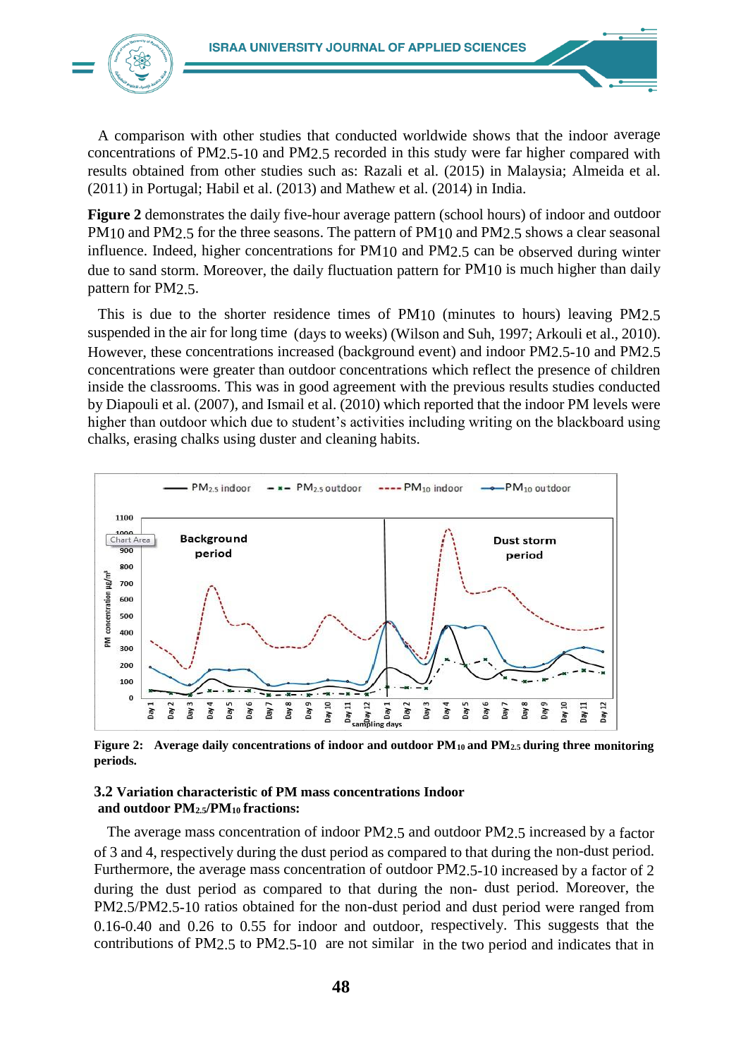A comparison with other studies that conducted worldwide shows that the indoor average concentrations of $PM_{2.5-10}$ and $PM_{2.5}$ recorded in this study were far higher compared with results obtained from other studies such as: Razali et al. (2015) in Malaysia; Almeida et al. (2011) in Portugal; Habil et al. (2013) and Mathew et al. (2014) in India.

**Figure 2** demonstrates the daily five-hour average pattern (school hours) of indoor and outdoor $PM_{10}$ and $PM_{2.5}$ for the three seasons. The pattern of $PM_{10}$ and $PM_{2.5}$ shows a clear seasonal influence. Indeed, higher concentrations for $PM_{10}$ and $PM_{2.5}$ can be observed during winter due to sand storm. Moreover, the daily fluctuation pattern for $PM_{10}$ is much higher than daily pattern for $PM_{2.5}$.

This is due to the shorter residence times of $PM_{10}$ (minutes to hours) leaving $PM_{2.5}$ suspended in the air for long time (days to weeks) (Wilson and Suh, 1997; Arkouli et al., 2010). However, these concentrations increased (background event) and indoor $PM_{2.5-10}$ and $PM_{2.5}$ concentrations were greater than outdoor concentrations which reflect the presence of children inside the classrooms. This was in good agreement with the previous results studies conducted by Diapouli et al. (2007), and Ismail et al. (2010) which reported that the indoor PM levels were higher than outdoor which due to student's activities including writing on the blackboard using chalks, erasing chalks using duster and cleaning habits.

**Figure 2: Average daily concentrations of indoor and outdoor $PM_{10}$ and $PM_{2.5}$ during three monitoring periods.**

### 3.2 Variation characteristic of PM mass concentrations Indoor and outdoor $PM_{2.5}/PM_{10}$ fractions:

The average mass concentration of indoor $PM_{2.5}$ and outdoor $PM_{2.5}$ increased by a factor of 3 and 4, respectively during the dust period as compared to that during the non-dust period. Furthermore, the average mass concentration of outdoor $PM_{2.5-10}$ increased by a factor of 2 during the dust period as compared to that during the non- dust period. Moreover, the $PM_{2.5}/PM_{2.5-10}$ ratios obtained for the non-dust period and dust period were ranged from 0.16-0.40 and 0.26 to 0.55 for indoor and outdoor, respectively. This suggests that the contributions of $PM_{2.5}$ to $PM_{2.5-10}$ are not similar in the two period and indicates that in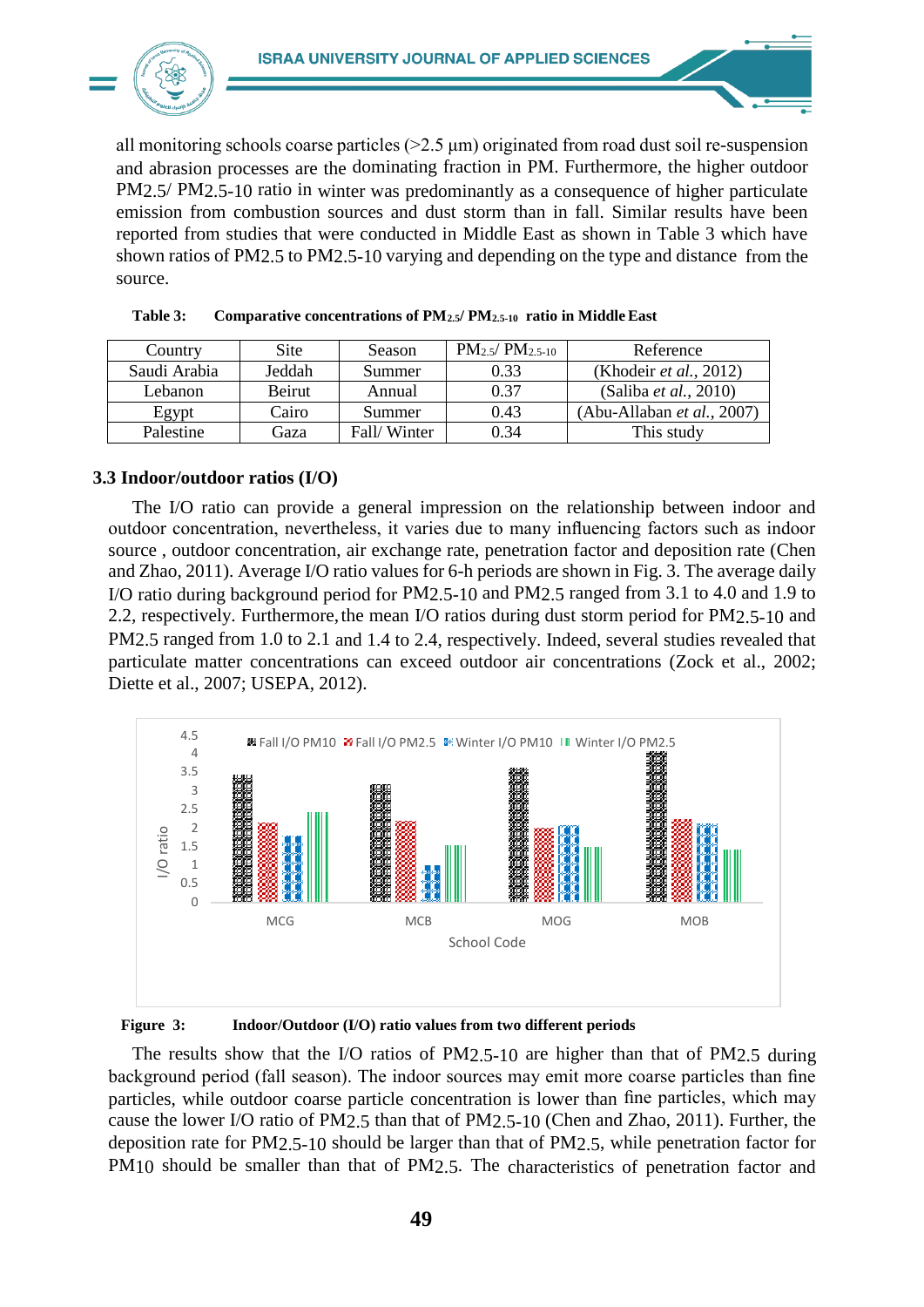all monitoring schools coarse particles (>2.5 µm) originated from road dust soil re-suspension and abrasion processes are the dominating fraction in PM. Furthermore, the higher outdoor PM2.5/ PM2.5-10 ratio in winter was predominantly as a consequence of higher particulate emission from combustion sources and dust storm than in fall. Similar results have been reported from studies that were conducted in Middle East as shown in Table 3 which have shown ratios of PM2.5 to PM2.5-10 varying and depending on the type and distance from the source.

**Table 3: Comparative concentrations of $PM_{2.5}$/ $PM_{2.5\text{-}10}$ ratio in Middle East**

| Country | Site | Season | $PM_{2.5}$/ $PM_{2.5\text{-}10}$ | Reference |
|---|---|---|---|---|
| Saudi Arabia | Jeddah | Summer | 0.33 | (Khodeir *et al.*, 2012) |
| Lebanon | Beirut | Annual | 0.37 | (Saliba *et al.*, 2010) |
| Egypt | Cairo | Summer | 0.43 | (Abu-Allaban *et al.*, 2007) |
| Palestine | Gaza | Fall/ Winter | 0.34 | This study |

### 3.3 Indoor/outdoor ratios (I/O)

The I/O ratio can provide a general impression on the relationship between indoor and outdoor concentration, nevertheless, it varies due to many influencing factors such as indoor source , outdoor concentration, air exchange rate, penetration factor and deposition rate (Chen and Zhao, 2011). Average I/O ratio values for 6-h periods are shown in Fig. 3. The average daily I/O ratio during background period for PM2.5-10 and PM2.5 ranged from 3.1 to 4.0 and 1.9 to 2.2, respectively. Furthermore, the mean I/O ratios during dust storm period for PM2.5-10 and PM2.5 ranged from 1.0 to 2.1 and 1.4 to 2.4, respectively. Indeed, several studies revealed that particulate matter concentrations can exceed outdoor air concentrations (Zock et al., 2002; Diette et al., 2007; USEPA, 2012).

**Figure 3: Indoor/Outdoor (I/O) ratio values from two different periods**

The results show that the I/O ratios of PM2.5-10 are higher than that of PM2.5 during background period (fall season). The indoor sources may emit more coarse particles than fine particles, while outdoor coarse particle concentration is lower than fine particles, which may cause the lower I/O ratio of PM2.5 than that of PM2.5-10 (Chen and Zhao, 2011). Further, the deposition rate for PM2.5-10 should be larger than that of PM2.5, while penetration factor for PM10 should be smaller than that of PM2.5. The characteristics of penetration factor and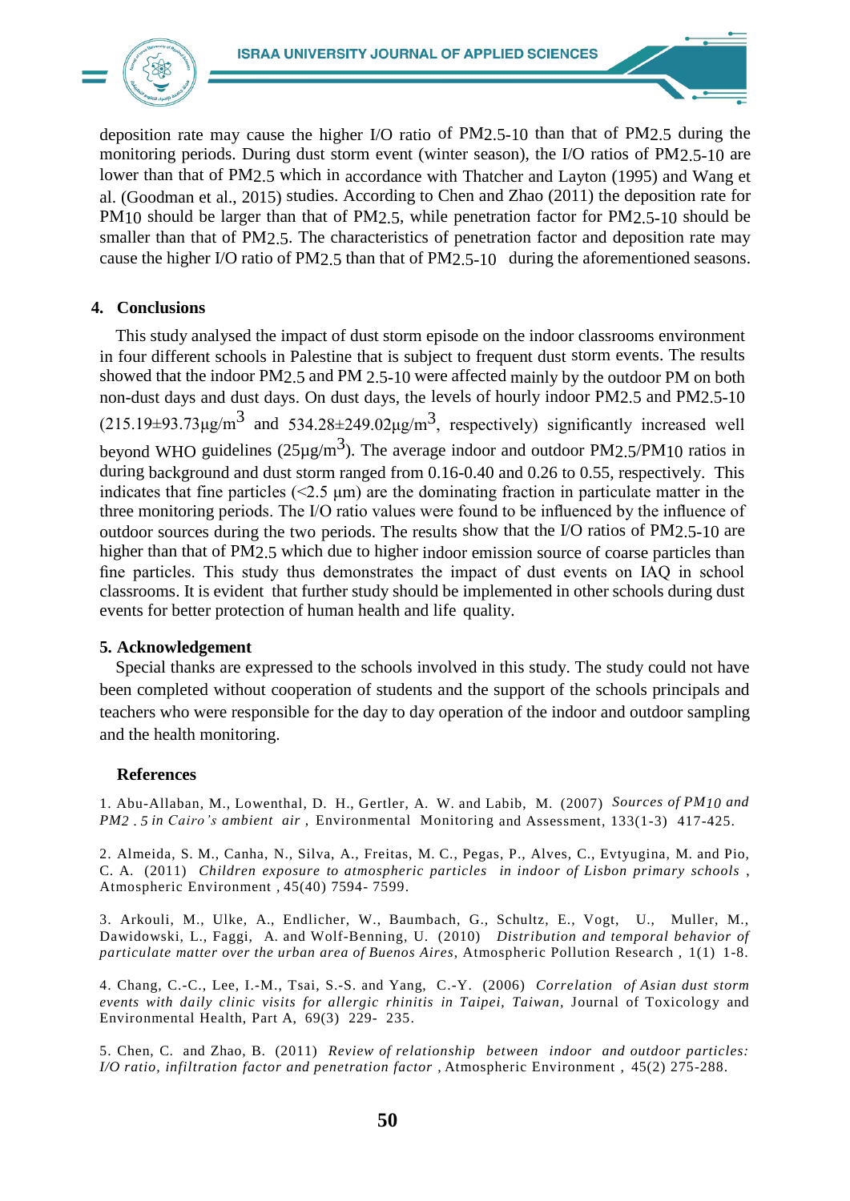deposition rate may cause the higher I/O ratio of $PM_{2.5-10}$ than that of $PM_{2.5}$ during the monitoring periods. During dust storm event (winter season), the I/O ratios of $PM_{2.5-10}$ are lower than that of $PM_{2.5}$ which in accordance with Thatcher and Layton (1995) and Wang et al. (Goodman et al., 2015) studies. According to Chen and Zhao (2011) the deposition rate for $PM_{10}$ should be larger than that of $PM_{2.5}$, while penetration factor for $PM_{2.5-10}$ should be smaller than that of $PM_{2.5}$. The characteristics of penetration factor and deposition rate may cause the higher I/O ratio of $PM_{2.5}$ than that of $PM_{2.5-10}$ during the aforementioned seasons.

## 4. Conclusions

This study analysed the impact of dust storm episode on the indoor classrooms environment in four different schools in Palestine that is subject to frequent dust storm events. The results showed that the indoor $PM_{2.5}$ and PM $_{2.5-10}$ were affected mainly by the outdoor PM on both non-dust days and dust days. On dust days, the levels of hourly indoor $PM_{2.5}$ and $PM_{2.5-10}$ ($215.19\pm93.73 \mu g/m^3$ and $534.28\pm249.02 \mu g/m^3$, respectively) significantly increased well beyond WHO guidelines ($25 \mu g/m^3$). The average indoor and outdoor $PM_{2.5}/PM_{10}$ ratios in during background and dust storm ranged from 0.16-0.40 and 0.26 to 0.55, respectively. This indicates that fine particles (<2.5 µm) are the dominating fraction in particulate matter in the three monitoring periods. The I/O ratio values were found to be influenced by the influence of outdoor sources during the two periods. The results show that the I/O ratios of $PM_{2.5-10}$ are higher than that of $PM_{2.5}$ which due to higher indoor emission source of coarse particles than fine particles. This study thus demonstrates the impact of dust events on IAQ in school classrooms. It is evident that further study should be implemented in other schools during dust events for better protection of human health and life quality.

## 5. Acknowledgement

Special thanks are expressed to the schools involved in this study. The study could not have been completed without cooperation of students and the support of the schools principals and teachers who were responsible for the day to day operation of the indoor and outdoor sampling and the health monitoring.

## References

1. Abu-Allaban, M., Lowenthal, D. H., Gertler, A. W. and Labib, M. (2007) *Sources of $PM_{10}$ and $PM_{2.5}$ in Cairo's ambient air*, Environmental Monitoring and Assessment, 133(1-3) 417-425.

2. Almeida, S. M., Canha, N., Silva, A., Freitas, M. C., Pegas, P., Alves, C., Evtyugina, M. and Pio, C. A. (2011) *Children exposure to atmospheric particles in indoor of Lisbon primary schools*, Atmospheric Environment , 45(40) 7594- 7599.

3. Arkouli, M., Ulke, A., Endlicher, W., Baumbach, G., Schultz, E., Vogt, U., Muller, M., Dawidowski, L., Faggi, A. and Wolf-Benning, U. (2010) *Distribution and temporal behavior of particulate matter over the urban area of Buenos Aires*, Atmospheric Pollution Research , 1(1) 1-8.

4. Chang, C.-C., Lee, I.-M., Tsai, S.-S. and Yang, C.-Y. (2006) *Correlation of Asian dust storm events with daily clinic visits for allergic rhinitis in Taipei, Taiwan,* Journal of Toxicology and Environmental Health, Part A, 69(3) 229- 235.

5. Chen, C. and Zhao, B. (2011) *Review of relationship between indoor and outdoor particles: I/O ratio, infiltration factor and penetration factor* , Atmospheric Environment , 45(2) 275-288.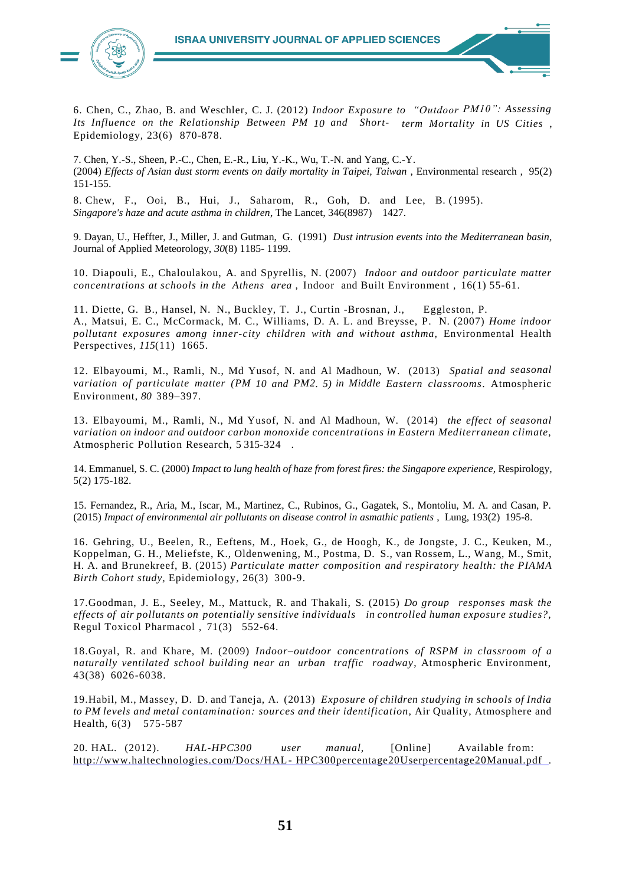6. Chen, C., Zhao, B. and Weschler, C. J. (2012) *Indoor Exposure to "Outdoor PM10": Assessing Its Influence on the Relationship Between PM 10 and Short- term Mortality in US Cities* , Epidemiology, 23(6) 870-878.

7. Chen, Y.-S., Sheen, P.-C., Chen, E.-R., Liu, Y.-K., Wu, T.-N. and Yang, C.-Y. (2004) *Effects of Asian dust storm events on daily mortality in Taipei, Taiwan* , Environmental research , 95(2) 151-155.

8. Chew, F., Ooi, B., Hui, J., Saharom, R., Goh, D. and Lee, B. (1995). *Singapore's haze and acute asthma in children*, The Lancet, 346(8987) 1427.

9. Dayan, U., Heffter, J., Miller, J. and Gutman, G. (1991) *Dust intrusion events into the Mediterranean basin*, Journal of Applied Meteorology, *30*(8) 1185- 1199.

10. Diapouli, E., Chaloulakou, A. and Spyrellis, N. (2007) *Indoor and outdoor particulate matter concentrations at schools in the Athens area* , Indoor and Built Environment , 16(1) 55-61.

11. Diette, G. B., Hansel, N. N., Buckley, T. J., Curtin -Brosnan, J., Eggleston, P. A., Matsui, E. C., McCormack, M. C., Williams, D. A. L. and Breysse, P. N. (2007) *Home indoor pollutant exposures among inner-city children with and without asthma*, Environmental Health Perspectives, *115*(11) 1665.

12. Elbayoumi, M., Ramli, N., Md Yusof, N. and Al Madhoun, W. (2013) *Spatial and seasonal variation of particulate matter (PM 10 and PM2. 5) in Middle Eastern classrooms*. Atmospheric Environment, *80* 389–397.

13. Elbayoumi, M., Ramli, N., Md Yusof, N. and Al Madhoun, W. (2014) *the effect of seasonal variation on indoor and outdoor carbon monoxide concentrations in Eastern Mediterranean climate*, Atmospheric Pollution Research, 5 315-324 .

14. Emmanuel, S. C. (2000) *Impact to lung health of haze from forest fires: the Singapore experience*, Respirology, 5(2) 175-182.

15. Fernandez, R., Aria, M., Iscar, M., Martinez, C., Rubinos, G., Gagatek, S., Montoliu, M. A. and Casan, P. (2015) *Impact of environmental air pollutants on disease control in asmathic patients* , Lung, 193(2) 195-8.

16. Gehring, U., Beelen, R., Eeftens, M., Hoek, G., de Hoogh, K., de Jongste, J. C., Keuken, M., Koppelman, G. H., Meliefste, K., Oldenwening, M., Postma, D. S., van Rossem, L., Wang, M., Smit, H. A. and Brunekreef, B. (2015) *Particulate matter composition and respiratory health: the PIAMA Birth Cohort study*, Epidemiology, 26(3) 300-9.

17.Goodman, J. E., Seeley, M., Mattuck, R. and Thakali, S. (2015) *Do group responses mask the effects of air pollutants on potentially sensitive individuals in controlled human exposure studies?*, Regul Toxicol Pharmacol , 71(3) 552-64.

18.Goyal, R. and Khare, M. (2009) *Indoor–outdoor concentrations of RSPM in classroom of a naturally ventilated school building near an urban traffic roadway*, Atmospheric Environment, 43(38) 6026-6038.

19.Habil, M., Massey, D. D. and Taneja, A. (2013) *Exposure of children studying in schools of India to PM levels and metal contamination: sources and their identification*, Air Quality, Atmosphere and Health, 6(3) 575-587

20. HAL. (2012). *HAL-HPC300 user manual*, [Online] Available from: http://www.haltechnologies.com/Docs/HAL- HPC300percentage20Userpercentage20Manual.pdf .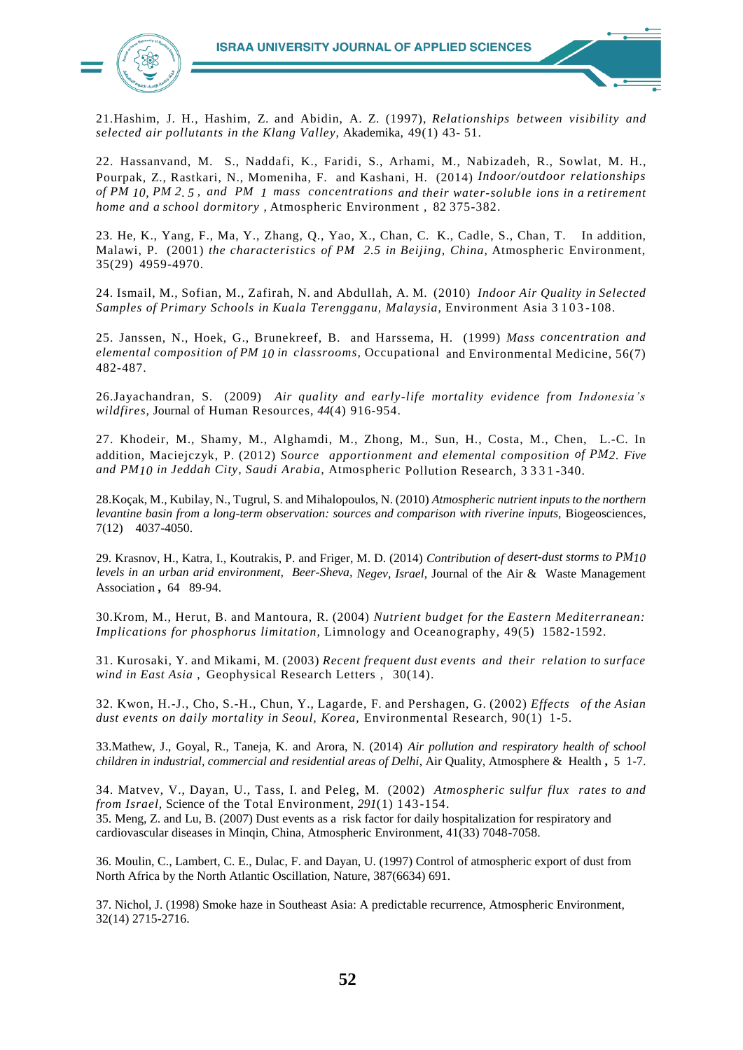21.Hashim, J. H., Hashim, Z. and Abidin, A. Z. (1997), *Relationships between visibility and selected air pollutants in the Klang Valley,* Akademika, 49(1) 43- 51.

22. Hassanvand, M. S., Naddafi, K., Faridi, S., Arhami, M., Nabizadeh, R., Sowlat, M. H., Pourpak, Z., Rastkari, N., Momeniha, F. and Kashani, H. (2014) *Indoor/outdoor relationships of PM 10, PM 2. 5 , and PM 1 mass concentrations and their water-soluble ions in a retirement home and a school dormitory* , Atmospheric Environment , 82 375-382.

23. He, K., Yang, F., Ma, Y., Zhang, Q., Yao, X., Chan, C. K., Cadle, S., Chan, T. In addition, Malawi, P. (2001) *the characteristics of PM 2.5 in Beijing, China,* Atmospheric Environment, 35(29) 4959-4970.

24. Ismail, M., Sofian, M., Zafirah, N. and Abdullah, A. M. (2010) *Indoor Air Quality in Selected Samples of Primary Schools in Kuala Terengganu, Malaysia,* Environment Asia 3 1 0 3 -108.

25. Janssen, N., Hoek, G., Brunekreef, B. and Harssema, H. (1999) *Mass concentration and elemental composition of PM 10 in classrooms,* Occupational and Environmental Medicine, 56(7) 482-487.

26.Jayachandran, S. (2009) *Air quality and early-life mortality evidence from Indonesia's wildfires,* Journal of Human Resources, *44*(4) 916-954.

27. Khodeir, M., Shamy, M., Alghamdi, M., Zhong, M., Sun, H., Costa, M., Chen, L.-C. In addition, Maciejczyk, P. (2012) *Source apportionment and elemental composition of PM2. Five and PM10 in Jeddah City, Saudi Arabia,* Atmospheric Pollution Research, 3 3 3 1 -340.

28.Koçak, M., Kubilay, N., Tugrul, S. and Mihalopoulos, N. (2010) *Atmospheric nutrient inputs to the northern levantine basin from a long-term observation: sources and comparison with riverine inputs,* Biogeosciences, 7(12) 4037-4050.

29. Krasnov, H., Katra, I., Koutrakis, P. and Friger, M. D. (2014) *Contribution of desert-dust storms to PM10 levels in an urban arid environment, Beer-Sheva, Negev, Israel,* Journal of the Air & Waste Management Association , 64 89-94.

30.Krom, M., Herut, B. and Mantoura, R. (2004) *Nutrient budget for the Eastern Mediterranean: Implications for phosphorus limitation,* Limnology and Oceanography, 49(5) 1582-1592.

31. Kurosaki, Y. and Mikami, M. (2003) *Recent frequent dust events and their relation to surface wind in East Asia* , Geophysical Research Letters , 30(14).

32. Kwon, H.-J., Cho, S.-H., Chun, Y., Lagarde, F. and Pershagen, G. (2002) *Effects of the Asian dust events on daily mortality in Seoul, Korea,* Environmental Research, 90(1) 1-5.

33.Mathew, J., Goyal, R., Taneja, K. and Arora, N. (2014) *Air pollution and respiratory health of school children in industrial, commercial and residential areas of Delhi*, Air Quality, Atmosphere & Health , 5 1-7.

34. Matvev, V., Dayan, U., Tass, I. and Peleg, M. (2002) *Atmospheric sulfur flux rates to and from Israel,* Science of the Total Environment, *291*(1) 143-154.

35. Meng, Z. and Lu, B. (2007) Dust events as a risk factor for daily hospitalization for respiratory and cardiovascular diseases in Minqin, China, Atmospheric Environment, 41(33) 7048-7058.

36. Moulin, C., Lambert, C. E., Dulac, F. and Dayan, U. (1997) Control of atmospheric export of dust from North Africa by the North Atlantic Oscillation, Nature, 387(6634) 691.

37. Nichol, J. (1998) Smoke haze in Southeast Asia: A predictable recurrence, Atmospheric Environment, 32(14) 2715-2716.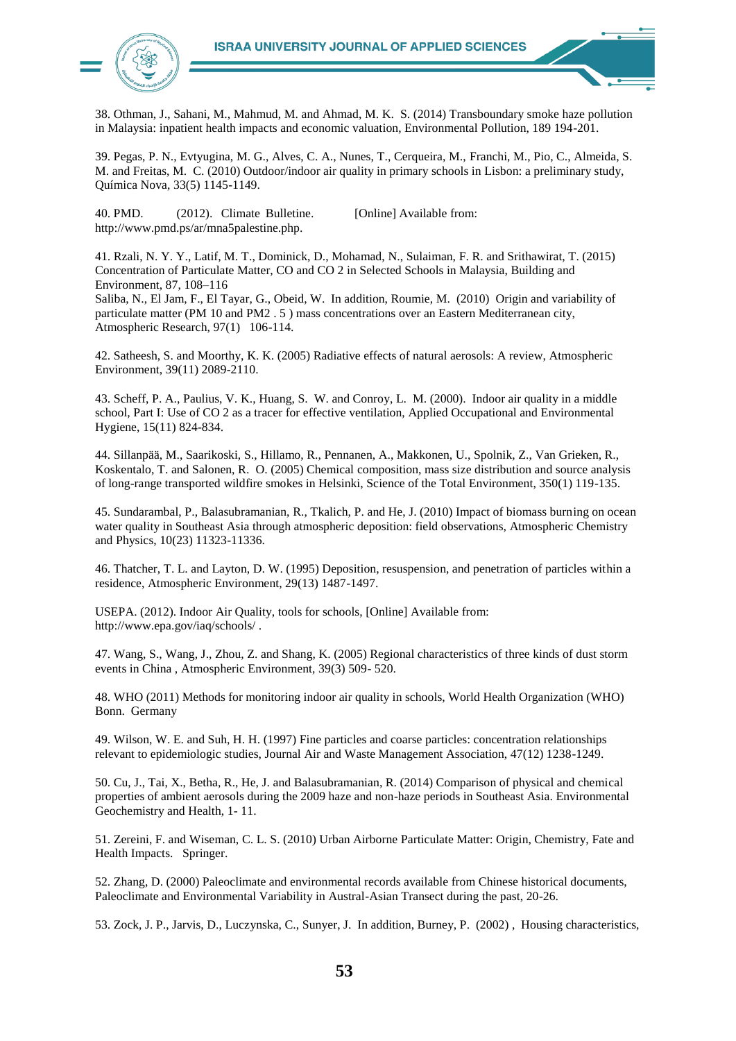38. Othman, J., Sahani, M., Mahmud, M. and Ahmad, M. K. S. (2014) Transboundary smoke haze pollution in Malaysia: inpatient health impacts and economic valuation, Environmental Pollution, 189 194-201.

39. Pegas, P. N., Evtyugina, M. G., Alves, C. A., Nunes, T., Cerqueira, M., Franchi, M., Pio, C., Almeida, S. M. and Freitas, M. C. (2010) Outdoor/indoor air quality in primary schools in Lisbon: a preliminary study, Química Nova, 33(5) 1145-1149.

40. PMD. (2012). Climate Bulletine. [Online] Available from: http://www.pmd.ps/ar/mna5palestine.php.

41. Rzali, N. Y. Y., Latif, M. T., Dominick, D., Mohamad, N., Sulaiman, F. R. and Srithawirat, T. (2015) Concentration of Particulate Matter, CO and CO 2 in Selected Schools in Malaysia, Building and Environment, 87, 108–116
Saliba, N., El Jam, F., El Tayar, G., Obeid, W. In addition, Roumie, M. (2010) Origin and variability of particulate matter (PM 10 and PM2 . 5 ) mass concentrations over an Eastern Mediterranean city, Atmospheric Research, 97(1) 106-114.

42. Satheesh, S. and Moorthy, K. K. (2005) Radiative effects of natural aerosols: A review, Atmospheric Environment, 39(11) 2089-2110.

43. Scheff, P. A., Paulius, V. K., Huang, S. W. and Conroy, L. M. (2000). Indoor air quality in a middle school, Part I: Use of CO 2 as a tracer for effective ventilation, Applied Occupational and Environmental Hygiene, 15(11) 824-834.

44. Sillanpää, M., Saarikoski, S., Hillamo, R., Pennanen, A., Makkonen, U., Spolnik, Z., Van Grieken, R., Koskentalo, T. and Salonen, R. O. (2005) Chemical composition, mass size distribution and source analysis of long-range transported wildfire smokes in Helsinki, Science of the Total Environment, 350(1) 119-135.

45. Sundarambal, P., Balasubramanian, R., Tkalich, P. and He, J. (2010) Impact of biomass burning on ocean water quality in Southeast Asia through atmospheric deposition: field observations, Atmospheric Chemistry and Physics, 10(23) 11323-11336.

46. Thatcher, T. L. and Layton, D. W. (1995) Deposition, resuspension, and penetration of particles within a residence, Atmospheric Environment, 29(13) 1487-1497.

USEPA. (2012). Indoor Air Quality, tools for schools, [Online] Available from: http://www.epa.gov/iaq/schools/ .

47. Wang, S., Wang, J., Zhou, Z. and Shang, K. (2005) Regional characteristics of three kinds of dust storm events in China , Atmospheric Environment, 39(3) 509- 520.

48. WHO (2011) Methods for monitoring indoor air quality in schools, World Health Organization (WHO) Bonn. Germany

49. Wilson, W. E. and Suh, H. H. (1997) Fine particles and coarse particles: concentration relationships relevant to epidemiologic studies, Journal Air and Waste Management Association, 47(12) 1238-1249.

50. Cu, J., Tai, X., Betha, R., He, J. and Balasubramanian, R. (2014) Comparison of physical and chemical properties of ambient aerosols during the 2009 haze and non-haze periods in Southeast Asia. Environmental Geochemistry and Health, 1- 11.

51. Zereini, F. and Wiseman, C. L. S. (2010) Urban Airborne Particulate Matter: Origin, Chemistry, Fate and Health Impacts. Springer.

52. Zhang, D. (2000) Paleoclimate and environmental records available from Chinese historical documents, Paleoclimate and Environmental Variability in Austral-Asian Transect during the past, 20-26.

53. Zock, J. P., Jarvis, D., Luczynska, C., Sunyer, J. In addition, Burney, P. (2002) , Housing characteristics,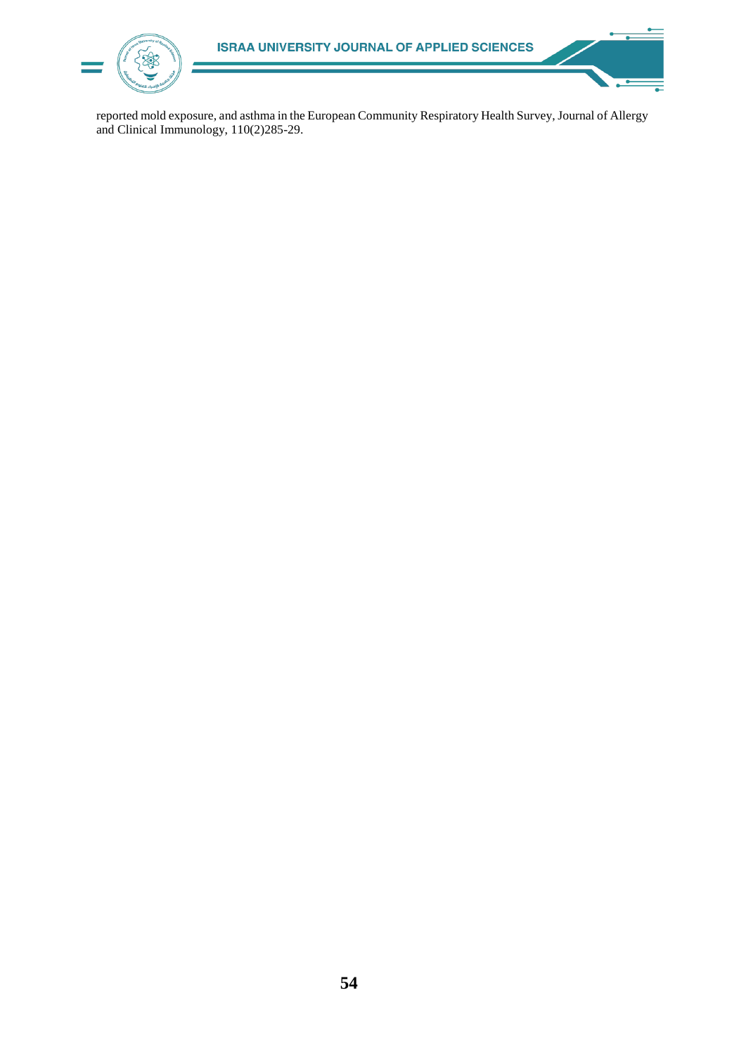reported mold exposure, and asthma in the European Community Respiratory Health Survey, Journal of Allergy and Clinical Immunology, 110(2)285-29.